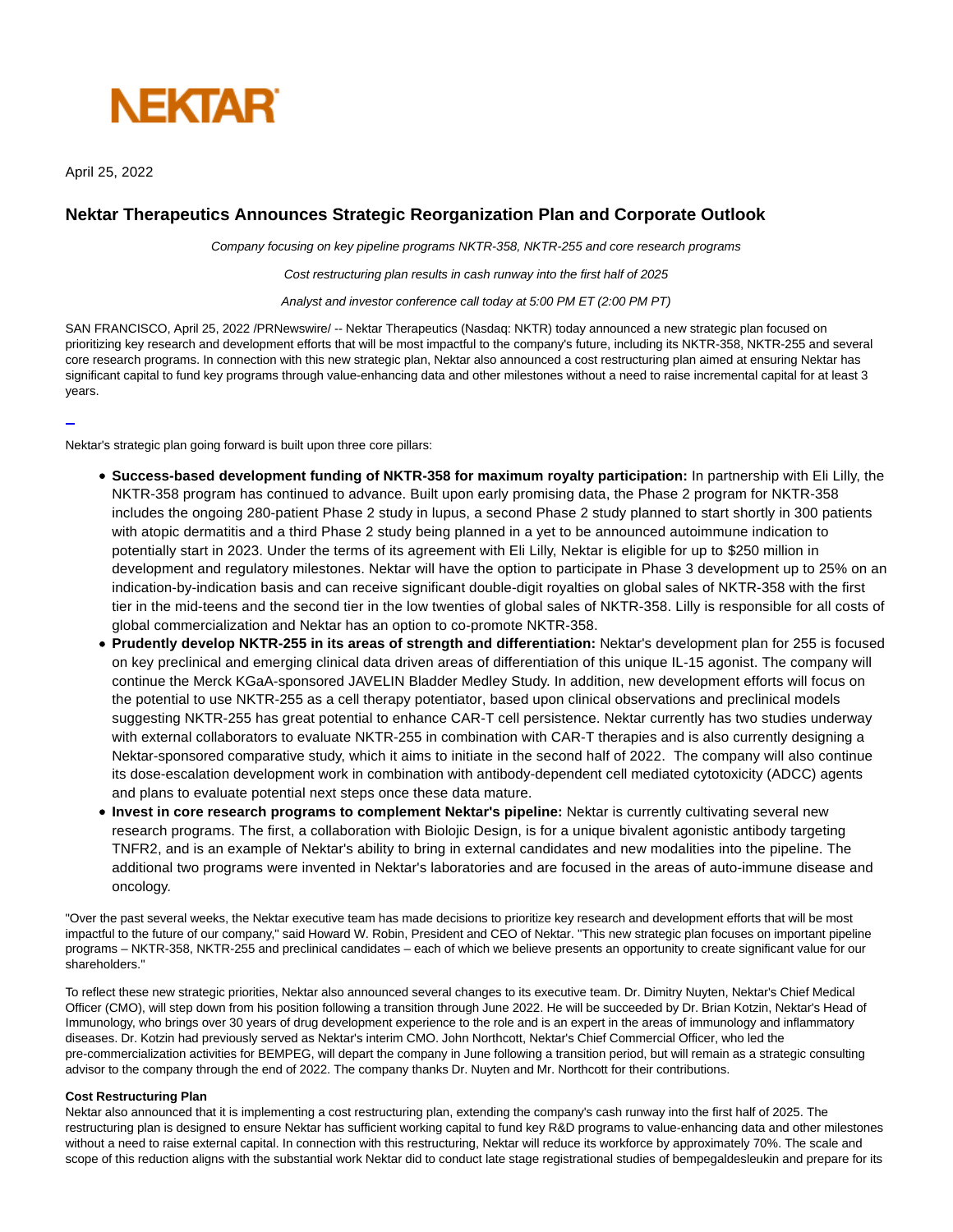NEKTAR

April 25, 2022

# Nektar Therapeutics Announces Strategic Reorganization Plan and Corporate Outlook

*Company focusing on key pipeline programs NKTR-358, NKTR-255 and core research programs*

*Cost restructuring plan results in cash runway into the first half of 2025*

*Analyst and investor conference call today at 5:00 PM ET (2:00 PM PT)*

SAN FRANCISCO, April 25, 2022 /PRNewswire/ -- Nektar Therapeutics (Nasdaq: NKTR) today announced a new strategic plan focused on prioritizing key research and development efforts that will be most impactful to the company's future, including its NKTR-358, NKTR-255 and several core research programs. In connection with this new strategic plan, Nektar also announced a cost restructuring plan aimed at ensuring Nektar has significant capital to fund key programs through value-enhancing data and other milestones without a need to raise incremental capital for at least 3 years.

Nektar's strategic plan going forward is built upon three core pillars:

- **Success-based development funding of NKTR-358 for maximum royalty participation:** In partnership with Eli Lilly, the NKTR-358 program has continued to advance. Built upon early promising data, the Phase 2 program for NKTR-358 includes the ongoing 280-patient Phase 2 study in lupus, a second Phase 2 study planned to start shortly in 300 patients with atopic dermatitis and a third Phase 2 study being planned in a yet to be announced autoimmune indication to potentially start in 2023. Under the terms of its agreement with Eli Lilly, Nektar is eligible for up to $250 million in development and regulatory milestones. Nektar will have the option to participate in Phase 3 development up to 25% on an indication-by-indication basis and can receive significant double-digit royalties on global sales of NKTR-358 with the first tier in the mid-teens and the second tier in the low twenties of global sales of NKTR-358. Lilly is responsible for all costs of global commercialization and Nektar has an option to co-promote NKTR-358.
- **Prudently develop NKTR-255 in its areas of strength and differentiation:** Nektar's development plan for 255 is focused on key preclinical and emerging clinical data driven areas of differentiation of this unique IL-15 agonist. The company will continue the Merck KGaA-sponsored JAVELIN Bladder Medley Study. In addition, new development efforts will focus on the potential to use NKTR-255 as a cell therapy potentiator, based upon clinical observations and preclinical models suggesting NKTR-255 has great potential to enhance CAR-T cell persistence. Nektar currently has two studies underway with external collaborators to evaluate NKTR-255 in combination with CAR-T therapies and is also currently designing a Nektar-sponsored comparative study, which it aims to initiate in the second half of 2022. The company will also continue its dose-escalation development work in combination with antibody-dependent cell mediated cytotoxicity (ADCC) agents and plans to evaluate potential next steps once these data mature.
- **Invest in core research programs to complement Nektar's pipeline:** Nektar is currently cultivating several new research programs. The first, a collaboration with Biolojic Design, is for a unique bivalent agonistic antibody targeting TNFR2, and is an example of Nektar's ability to bring in external candidates and new modalities into the pipeline. The additional two programs were invented in Nektar's laboratories and are focused in the areas of auto-immune disease and oncology.

"Over the past several weeks, the Nektar executive team has made decisions to prioritize key research and development efforts that will be most impactful to the future of our company," said Howard W. Robin, President and CEO of Nektar. "This new strategic plan focuses on important pipeline programs – NKTR-358, NKTR-255 and preclinical candidates – each of which we believe presents an opportunity to create significant value for our shareholders."

To reflect these new strategic priorities, Nektar also announced several changes to its executive team. Dr. Dimitry Nuyten, Nektar's Chief Medical Officer (CMO), will step down from his position following a transition through June 2022. He will be succeeded by Dr. Brian Kotzin, Nektar's Head of Immunology, who brings over 30 years of drug development experience to the role and is an expert in the areas of immunology and inflammatory diseases. Dr. Kotzin had previously served as Nektar's interim CMO. John Northcott, Nektar's Chief Commercial Officer, who led the pre-commercialization activities for BEMPEG, will depart the company in June following a transition period, but will remain as a strategic consulting advisor to the company through the end of 2022. The company thanks Dr. Nuyten and Mr. Northcott for their contributions.

**Cost Restructuring Plan**

Nektar also announced that it is implementing a cost restructuring plan, extending the company's cash runway into the first half of 2025. The restructuring plan is designed to ensure Nektar has sufficient working capital to fund key R&D programs to value-enhancing data and other milestones without a need to raise external capital. In connection with this restructuring, Nektar will reduce its workforce by approximately 70%. The scale and scope of this reduction aligns with the substantial work Nektar did to conduct late stage registrational studies of bempegaldesleukin and prepare for its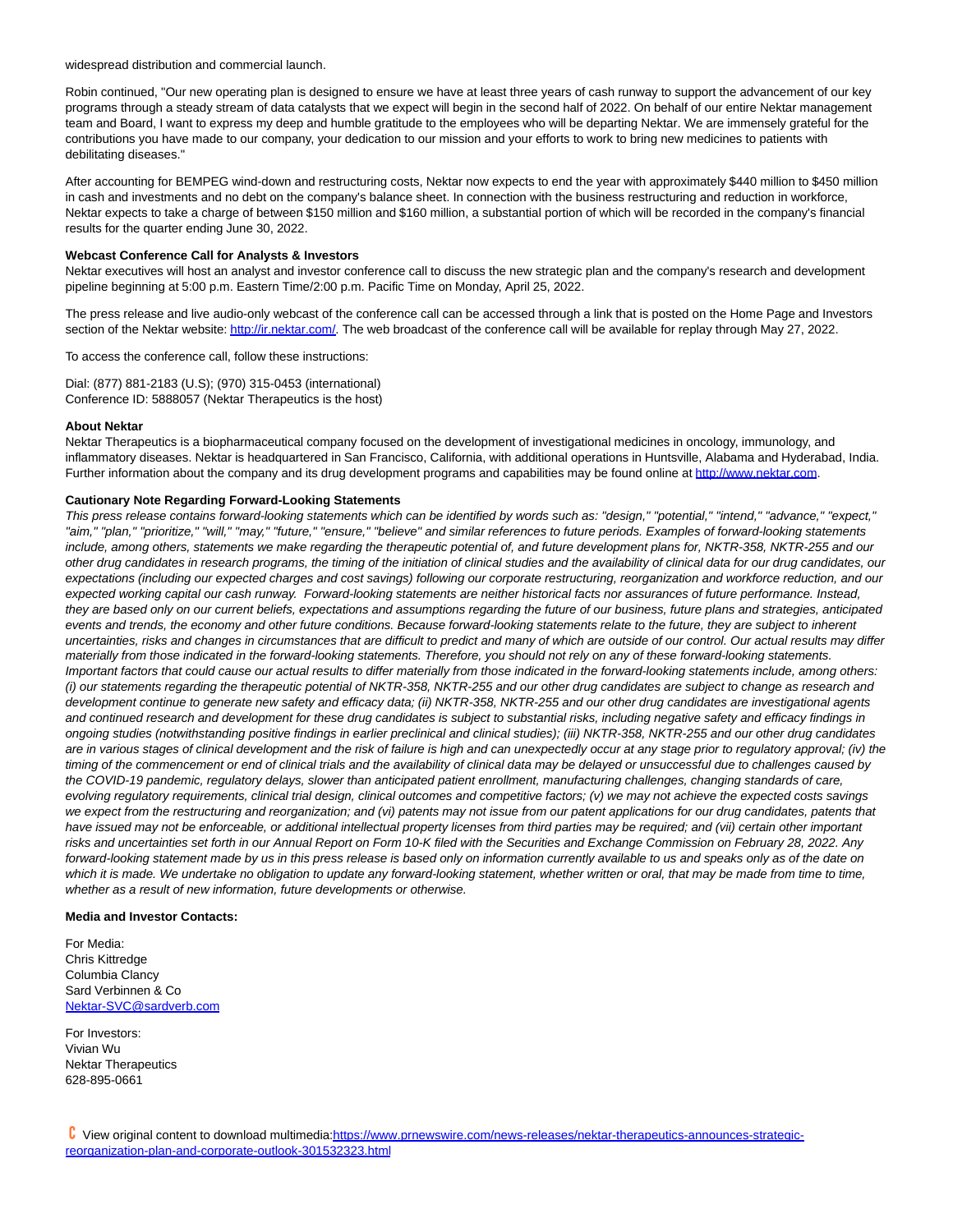widespread distribution and commercial launch.

Robin continued, "Our new operating plan is designed to ensure we have at least three years of cash runway to support the advancement of our key programs through a steady stream of data catalysts that we expect will begin in the second half of 2022. On behalf of our entire Nektar management team and Board, I want to express my deep and humble gratitude to the employees who will be departing Nektar. We are immensely grateful for the contributions you have made to our company, your dedication to our mission and your efforts to work to bring new medicines to patients with debilitating diseases."

After accounting for BEMPEG wind-down and restructuring costs, Nektar now expects to end the year with approximately $440 million to $450 million in cash and investments and no debt on the company's balance sheet. In connection with the business restructuring and reduction in workforce, Nektar expects to take a charge of between $150 million and $160 million, a substantial portion of which will be recorded in the company's financial results for the quarter ending June 30, 2022.

**Webcast Conference Call for Analysts & Investors**

Nektar executives will host an analyst and investor conference call to discuss the new strategic plan and the company's research and development pipeline beginning at 5:00 p.m. Eastern Time/2:00 p.m. Pacific Time on Monday, April 25, 2022.

The press release and live audio-only webcast of the conference call can be accessed through a link that is posted on the Home Page and Investors section of the Nektar website: [http://ir.nektar.com/](http://ir.nektar.com/). The web broadcast of the conference call will be available for replay through May 27, 2022.

To access the conference call, follow these instructions:

Dial: (877) 881-2183 (U.S); (970) 315-0453 (international)
Conference ID: 5888057 (Nektar Therapeutics is the host)

**About Nektar**

Nektar Therapeutics is a biopharmaceutical company focused on the development of investigational medicines in oncology, immunology, and inflammatory diseases. Nektar is headquartered in San Francisco, California, with additional operations in Huntsville, Alabama and Hyderabad, India. Further information about the company and its drug development programs and capabilities may be found online at [http://www.nektar.com](http://www.nektar.com).

**Cautionary Note Regarding Forward-Looking Statements**

*This press release contains forward-looking statements which can be identified by words such as: "design," "potential," "intend," "advance," "expect," "aim," "plan," "prioritize," "will," "may," "future," "ensure," "believe" and similar references to future periods. Examples of forward-looking statements include, among others, statements we make regarding the therapeutic potential of, and future development plans for, NKTR-358, NKTR-255 and our other drug candidates in research programs, the timing of the initiation of clinical studies and the availability of clinical data for our drug candidates, our expectations (including our expected charges and cost savings) following our corporate restructuring, reorganization and workforce reduction, and our expected working capital our cash runway. Forward-looking statements are neither historical facts nor assurances of future performance. Instead, they are based only on our current beliefs, expectations and assumptions regarding the future of our business, future plans and strategies, anticipated events and trends, the economy and other future conditions. Because forward-looking statements relate to the future, they are subject to inherent uncertainties, risks and changes in circumstances that are difficult to predict and many of which are outside of our control. Our actual results may differ materially from those indicated in the forward-looking statements. Therefore, you should not rely on any of these forward-looking statements. Important factors that could cause our actual results to differ materially from those indicated in the forward-looking statements include, among others: (i) our statements regarding the therapeutic potential of NKTR-358, NKTR-255 and our other drug candidates are subject to change as research and development continue to generate new safety and efficacy data; (ii) NKTR-358, NKTR-255 and our other drug candidates are investigational agents and continued research and development for these drug candidates is subject to substantial risks, including negative safety and efficacy findings in ongoing studies (notwithstanding positive findings in earlier preclinical and clinical studies); (iii) NKTR-358, NKTR-255 and our other drug candidates are in various stages of clinical development and the risk of failure is high and can unexpectedly occur at any stage prior to regulatory approval; (iv) the timing of the commencement or end of clinical trials and the availability of clinical data may be delayed or unsuccessful due to challenges caused by the COVID-19 pandemic, regulatory delays, slower than anticipated patient enrollment, manufacturing challenges, changing standards of care, evolving regulatory requirements, clinical trial design, clinical outcomes and competitive factors; (v) we may not achieve the expected costs savings we expect from the restructuring and reorganization; and (vi) patents may not issue from our patent applications for our drug candidates, patents that have issued may not be enforceable, or additional intellectual property licenses from third parties may be required; and (vii) certain other important risks and uncertainties set forth in our Annual Report on Form 10-K filed with the Securities and Exchange Commission on February 28, 2022. Any forward-looking statement made by us in this press release is based only on information currently available to us and speaks only as of the date on which it is made. We undertake no obligation to update any forward-looking statement, whether written or oral, that may be made from time to time, whether as a result of new information, future developments or otherwise.*

**Media and Investor Contacts:**

For Media:
Chris Kittredge
Columbia Clancy
Sard Verbinnen & Co
[Nektar-SVC@sardverb.com](mailto:Nektar-SVC@sardverb.com)

For Investors:
Vivian Wu
Nektar Therapeutics
628-895-0661

View original content to download multimedia:[https://www.prnewswire.com/news-releases/nektar-therapeutics-announces-strategic-reorganization-plan-and-corporate-outlook-301532323.html](https://www.prnewswire.com/news-releases/nektar-therapeutics-announces-strategic-reorganization-plan-and-corporate-outlook-301532323.html)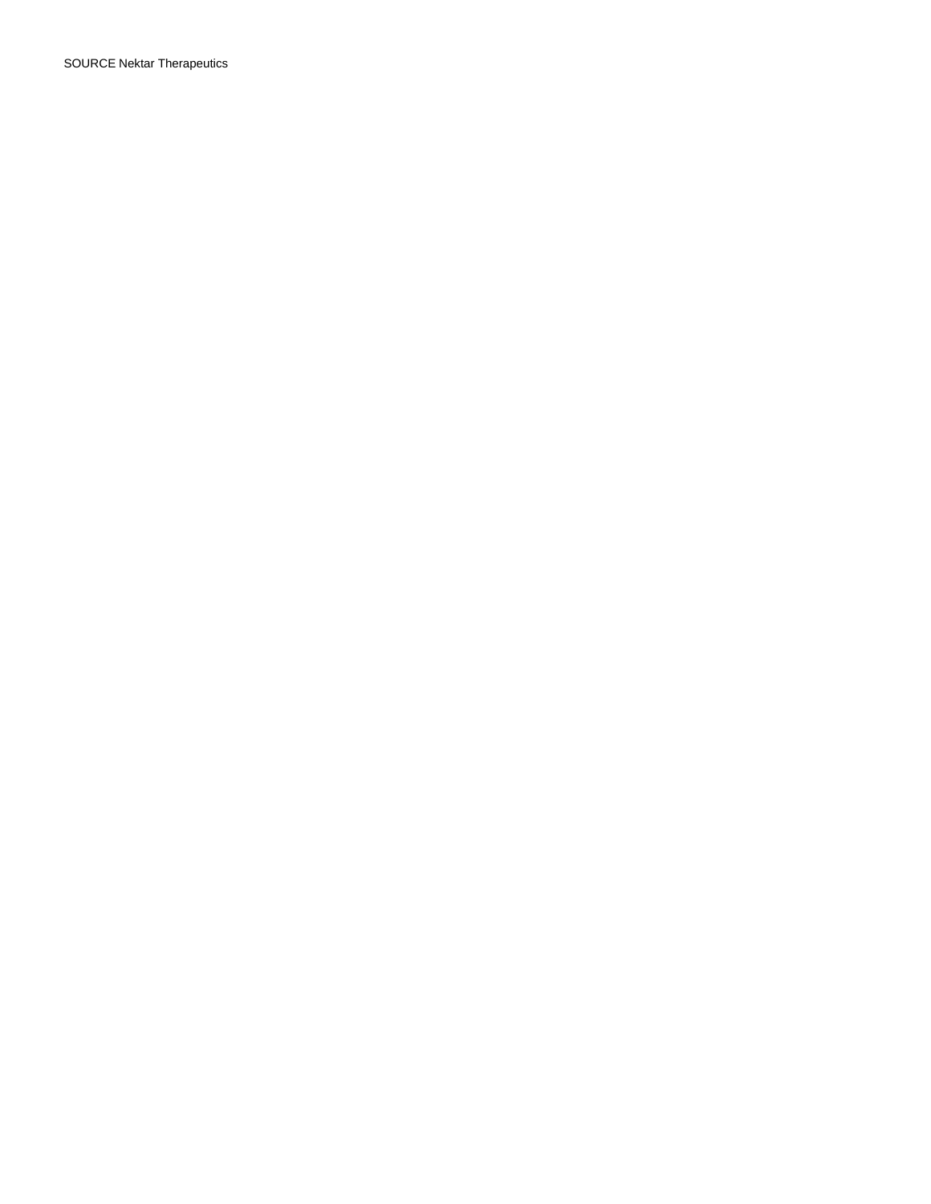SOURCE Nektar Therapeutics